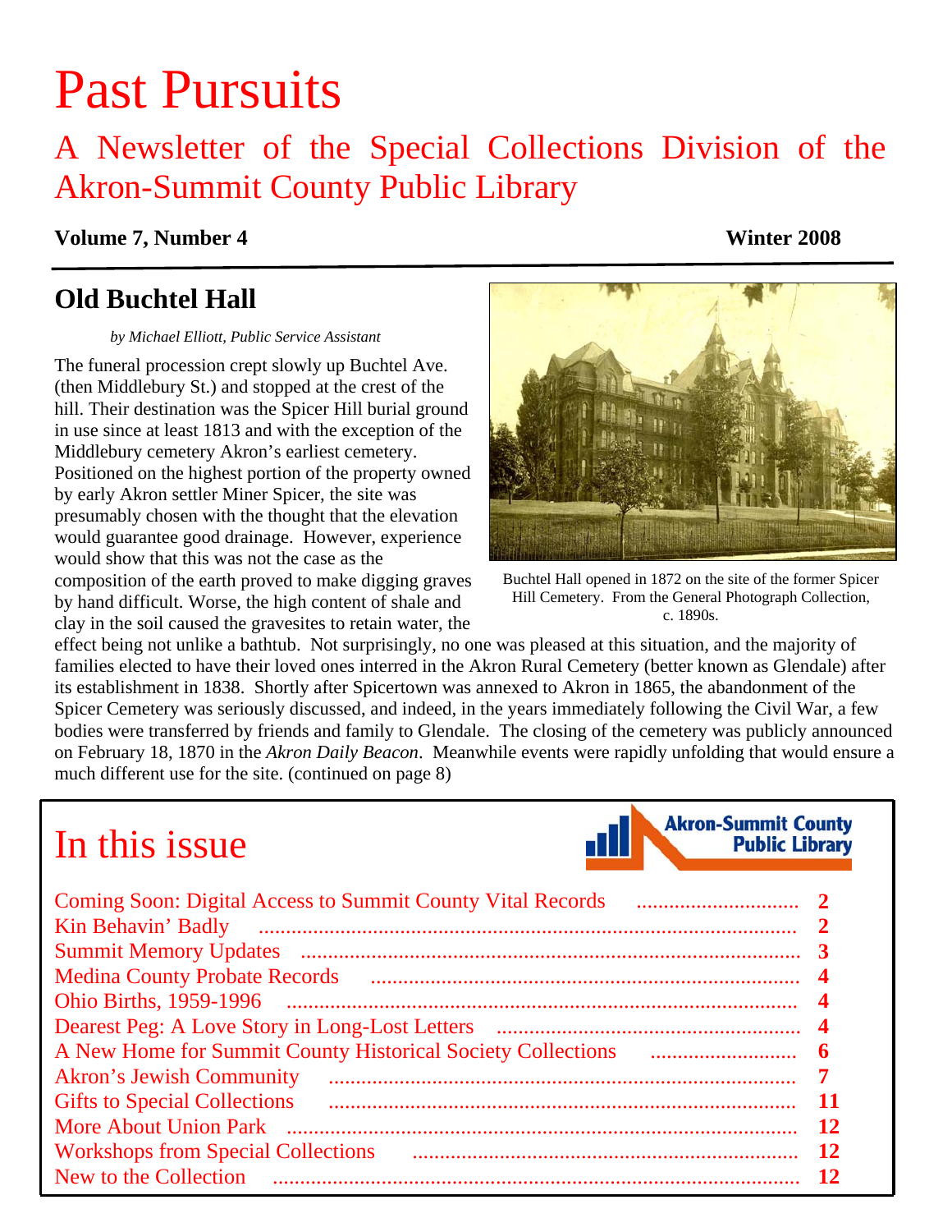# Past Pursuits

## A Newsletter of the Special Collections Division of the Akron-Summit County Public Library

**Volume 7, Number 4** **Winter 2008**

## Old Buchtel Hall

*by Michael Elliott, Public Service Assistant*

The funeral procession crept slowly up Buchtel Ave. (then Middlebury St.) and stopped at the crest of the hill. Their destination was the Spicer Hill burial ground in use since at least 1813 and with the exception of the Middlebury cemetery Akron's earliest cemetery. Positioned on the highest portion of the property owned by early Akron settler Miner Spicer, the site was presumably chosen with the thought that the elevation would guarantee good drainage. However, experience would show that this was not the case as the composition of the earth proved to make digging graves by hand difficult. Worse, the high content of shale and clay in the soil caused the gravesites to retain water, the effect being not unlike a bathtub. Not surprisingly, no one was pleased at this situation, and the majority of families elected to have their loved ones interred in the Akron Rural Cemetery (better known as Glendale) after its establishment in 1838. Shortly after Spicertown was annexed to Akron in 1865, the abandonment of the Spicer Cemetery was seriously discussed, and indeed, in the years immediately following the Civil War, a few bodies were transferred by friends and family to Glendale. The closing of the cemetery was publicly announced on February 18, 1870 in the *Akron Daily Beacon*. Meanwhile events were rapidly unfolding that would ensure a much different use for the site. (continued on page 8)

Buchtel Hall opened in 1872 on the site of the former Spicer Hill Cemetery. From the General Photograph Collection, c. 1890s.

## In this issue

Akron-Summit County Public Library

| | |
|---|---|
| Coming Soon: Digital Access to Summit County Vital Records | 2 |
| Kin Behavin' Badly | 2 |
| Summit Memory Updates | 3 |
| Medina County Probate Records | 4 |
| Ohio Births, 1959-1996 | 4 |
| Dearest Peg: A Love Story in Long-Lost Letters | 4 |
| A New Home for Summit County Historical Society Collections | 6 |
| Akron's Jewish Community | 7 |
| Gifts to Special Collections | 11 |
| More About Union Park | 12 |
| Workshops from Special Collections | 12 |
| New to the Collection | 12 |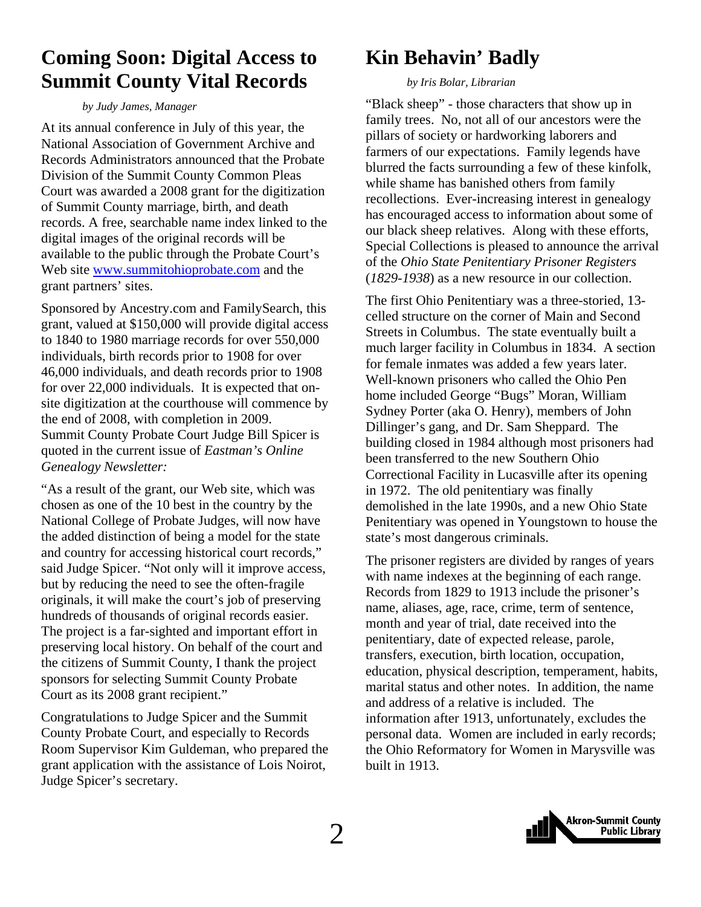# Coming Soon: Digital Access to Summit County Vital Records

*by Judy James, Manager*

At its annual conference in July of this year, the National Association of Government Archive and Records Administrators announced that the Probate Division of the Summit County Common Pleas Court was awarded a 2008 grant for the digitization of Summit County marriage, birth, and death records. A free, searchable name index linked to the digital images of the original records will be available to the public through the Probate Court's Web site [www.summitohioprobate.com](http://www.summitohioprobate.com) and the grant partners' sites.

Sponsored by Ancestry.com and FamilySearch, this grant, valued at $150,000 will provide digital access to 1840 to 1980 marriage records for over 550,000 individuals, birth records prior to 1908 for over 46,000 individuals, and death records prior to 1908 for over 22,000 individuals. It is expected that on-site digitization at the courthouse will commence by the end of 2008, with completion in 2009. Summit County Probate Court Judge Bill Spicer is quoted in the current issue of *Eastman's Online Genealogy Newsletter:*

"As a result of the grant, our Web site, which was chosen as one of the 10 best in the country by the National College of Probate Judges, will now have the added distinction of being a model for the state and country for accessing historical court records," said Judge Spicer. "Not only will it improve access, but by reducing the need to see the often-fragile originals, it will make the court's job of preserving hundreds of thousands of original records easier. The project is a far-sighted and important effort in preserving local history. On behalf of the court and the citizens of Summit County, I thank the project sponsors for selecting Summit County Probate Court as its 2008 grant recipient."

Congratulations to Judge Spicer and the Summit County Probate Court, and especially to Records Room Supervisor Kim Guldeman, who prepared the grant application with the assistance of Lois Noirot, Judge Spicer's secretary.

# Kin Behavin' Badly

*by Iris Bolar, Librarian*

"Black sheep" - those characters that show up in family trees. No, not all of our ancestors were the pillars of society or hardworking laborers and farmers of our expectations. Family legends have blurred the facts surrounding a few of these kinfolk, while shame has banished others from family recollections. Ever-increasing interest in genealogy has encouraged access to information about some of our black sheep relatives. Along with these efforts, Special Collections is pleased to announce the arrival of the *Ohio State Penitentiary Prisoner Registers* (*1829-1938*) as a new resource in our collection.

The first Ohio Penitentiary was a three-storied, 13-celled structure on the corner of Main and Second Streets in Columbus. The state eventually built a much larger facility in Columbus in 1834. A section for female inmates was added a few years later. Well-known prisoners who called the Ohio Pen home included George "Bugs" Moran, William Sydney Porter (aka O. Henry), members of John Dillinger's gang, and Dr. Sam Sheppard. The building closed in 1984 although most prisoners had been transferred to the new Southern Ohio Correctional Facility in Lucasville after its opening in 1972. The old penitentiary was finally demolished in the late 1990s, and a new Ohio State Penitentiary was opened in Youngstown to house the state's most dangerous criminals.

The prisoner registers are divided by ranges of years with name indexes at the beginning of each range. Records from 1829 to 1913 include the prisoner's name, aliases, age, race, crime, term of sentence, month and year of trial, date received into the penitentiary, date of expected release, parole, transfers, execution, birth location, occupation, education, physical description, temperament, habits, marital status and other notes. In addition, the name and address of a relative is included. The information after 1913, unfortunately, excludes the personal data. Women are included in early records; the Ohio Reformatory for Women in Marysville was built in 1913.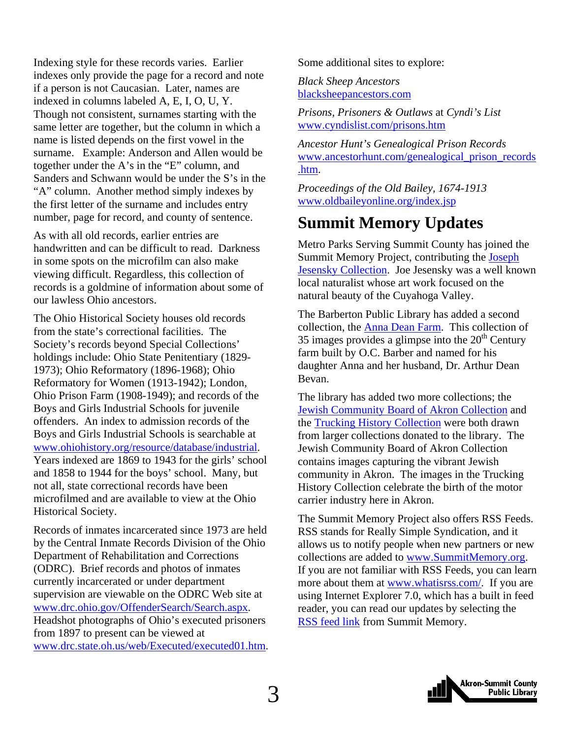Indexing style for these records varies. Earlier indexes only provide the page for a record and note if a person is not Caucasian. Later, names are indexed in columns labeled A, E, I, O, U, Y. Though not consistent, surnames starting with the same letter are together, but the column in which a name is listed depends on the first vowel in the surname. Example: Anderson and Allen would be together under the A's in the "E" column, and Sanders and Schwann would be under the S's in the "A" column. Another method simply indexes by the first letter of the surname and includes entry number, page for record, and county of sentence.

As with all old records, earlier entries are handwritten and can be difficult to read. Darkness in some spots on the microfilm can also make viewing difficult. Regardless, this collection of records is a goldmine of information about some of our lawless Ohio ancestors.

The Ohio Historical Society houses old records from the state's correctional facilities. The Society's records beyond Special Collections' holdings include: Ohio State Penitentiary (1829-1973); Ohio Reformatory (1896-1968); Ohio Reformatory for Women (1913-1942); London, Ohio Prison Farm (1908-1949); and records of the Boys and Girls Industrial Schools for juvenile offenders. An index to admission records of the Boys and Girls Industrial Schools is searchable at www.ohiohistory.org/resource/database/industrial. Years indexed are 1869 to 1943 for the girls' school and 1858 to 1944 for the boys' school. Many, but not all, state correctional records have been microfilmed and are available to view at the Ohio Historical Society.

Records of inmates incarcerated since 1973 are held by the Central Inmate Records Division of the Ohio Department of Rehabilitation and Corrections (ODRC). Brief records and photos of inmates currently incarcerated or under department supervision are viewable on the ODRC Web site at www.drc.ohio.gov/OffenderSearch/Search.aspx. Headshot photographs of Ohio's executed prisoners from 1897 to present can be viewed at www.drc.state.oh.us/web/Executed/executed01.htm.

Some additional sites to explore:

*Black Sheep Ancestors*
blacksheepancestors.com

*Prisons, Prisoners & Outlaws* at *Cyndi's List*
www.cyndislist.com/prisons.htm

*Ancestor Hunt's Genealogical Prison Records*
www.ancestorhunt.com/genealogical_prison_records.htm.

*Proceedings of the Old Bailey, 1674-1913*
www.oldbaileyonline.org/index.jsp

# Summit Memory Updates

Metro Parks Serving Summit County has joined the Summit Memory Project, contributing the Joseph Jesensky Collection. Joe Jesensky was a well known local naturalist whose art work focused on the natural beauty of the Cuyahoga Valley.

The Barberton Public Library has added a second collection, the Anna Dean Farm. This collection of 35 images provides a glimpse into the 20th Century farm built by O.C. Barber and named for his daughter Anna and her husband, Dr. Arthur Dean Bevan.

The library has added two more collections; the Jewish Community Board of Akron Collection and the Trucking History Collection were both drawn from larger collections donated to the library. The Jewish Community Board of Akron Collection contains images capturing the vibrant Jewish community in Akron. The images in the Trucking History Collection celebrate the birth of the motor carrier industry here in Akron.

The Summit Memory Project also offers RSS Feeds. RSS stands for Really Simple Syndication, and it allows us to notify people when new partners or new collections are added to www.SummitMemory.org. If you are not familiar with RSS Feeds, you can learn more about them at www.whatisrss.com/. If you are using Internet Explorer 7.0, which has a built in feed reader, you can read our updates by selecting the RSS feed link from Summit Memory.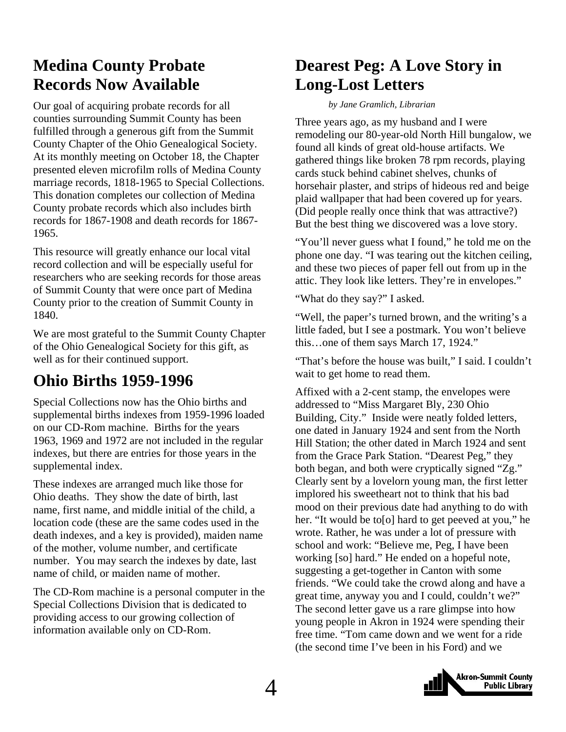## Medina County Probate Records Now Available

Our goal of acquiring probate records for all counties surrounding Summit County has been fulfilled through a generous gift from the Summit County Chapter of the Ohio Genealogical Society. At its monthly meeting on October 18, the Chapter presented eleven microfilm rolls of Medina County marriage records, 1818-1965 to Special Collections. This donation completes our collection of Medina County probate records which also includes birth records for 1867-1908 and death records for 1867-1965.

This resource will greatly enhance our local vital record collection and will be especially useful for researchers who are seeking records for those areas of Summit County that were once part of Medina County prior to the creation of Summit County in 1840.

We are most grateful to the Summit County Chapter of the Ohio Genealogical Society for this gift, as well as for their continued support.

## Ohio Births 1959-1996

Special Collections now has the Ohio births and supplemental births indexes from 1959-1996 loaded on our CD-Rom machine. Births for the years 1963, 1969 and 1972 are not included in the regular indexes, but there are entries for those years in the supplemental index.

These indexes are arranged much like those for Ohio deaths. They show the date of birth, last name, first name, and middle initial of the child, a location code (these are the same codes used in the death indexes, and a key is provided), maiden name of the mother, volume number, and certificate number. You may search the indexes by date, last name of child, or maiden name of mother.

The CD-Rom machine is a personal computer in the Special Collections Division that is dedicated to providing access to our growing collection of information available only on CD-Rom.

## Dearest Peg: A Love Story in Long-Lost Letters

*by Jane Gramlich, Librarian*

Three years ago, as my husband and I were remodeling our 80-year-old North Hill bungalow, we found all kinds of great old-house artifacts. We gathered things like broken 78 rpm records, playing cards stuck behind cabinet shelves, chunks of horsehair plaster, and strips of hideous red and beige plaid wallpaper that had been covered up for years. (Did people really once think that was attractive?) But the best thing we discovered was a love story.

"You'll never guess what I found," he told me on the phone one day. "I was tearing out the kitchen ceiling, and these two pieces of paper fell out from up in the attic. They look like letters. They're in envelopes."

"What do they say?" I asked.

"Well, the paper's turned brown, and the writing's a little faded, but I see a postmark. You won't believe this…one of them says March 17, 1924."

"That's before the house was built," I said. I couldn't wait to get home to read them.

Affixed with a 2-cent stamp, the envelopes were addressed to "Miss Margaret Bly, 230 Ohio Building, City." Inside were neatly folded letters, one dated in January 1924 and sent from the North Hill Station; the other dated in March 1924 and sent from the Grace Park Station. "Dearest Peg," they both began, and both were cryptically signed "Zg." Clearly sent by a lovelorn young man, the first letter implored his sweetheart not to think that his bad mood on their previous date had anything to do with her. "It would be to[o] hard to get peeved at you," he wrote. Rather, he was under a lot of pressure with school and work: "Believe me, Peg, I have been working [so] hard." He ended on a hopeful note, suggesting a get-together in Canton with some friends. "We could take the crowd along and have a great time, anyway you and I could, couldn't we?" The second letter gave us a rare glimpse into how young people in Akron in 1924 were spending their free time. "Tom came down and we went for a ride (the second time I've been in his Ford) and we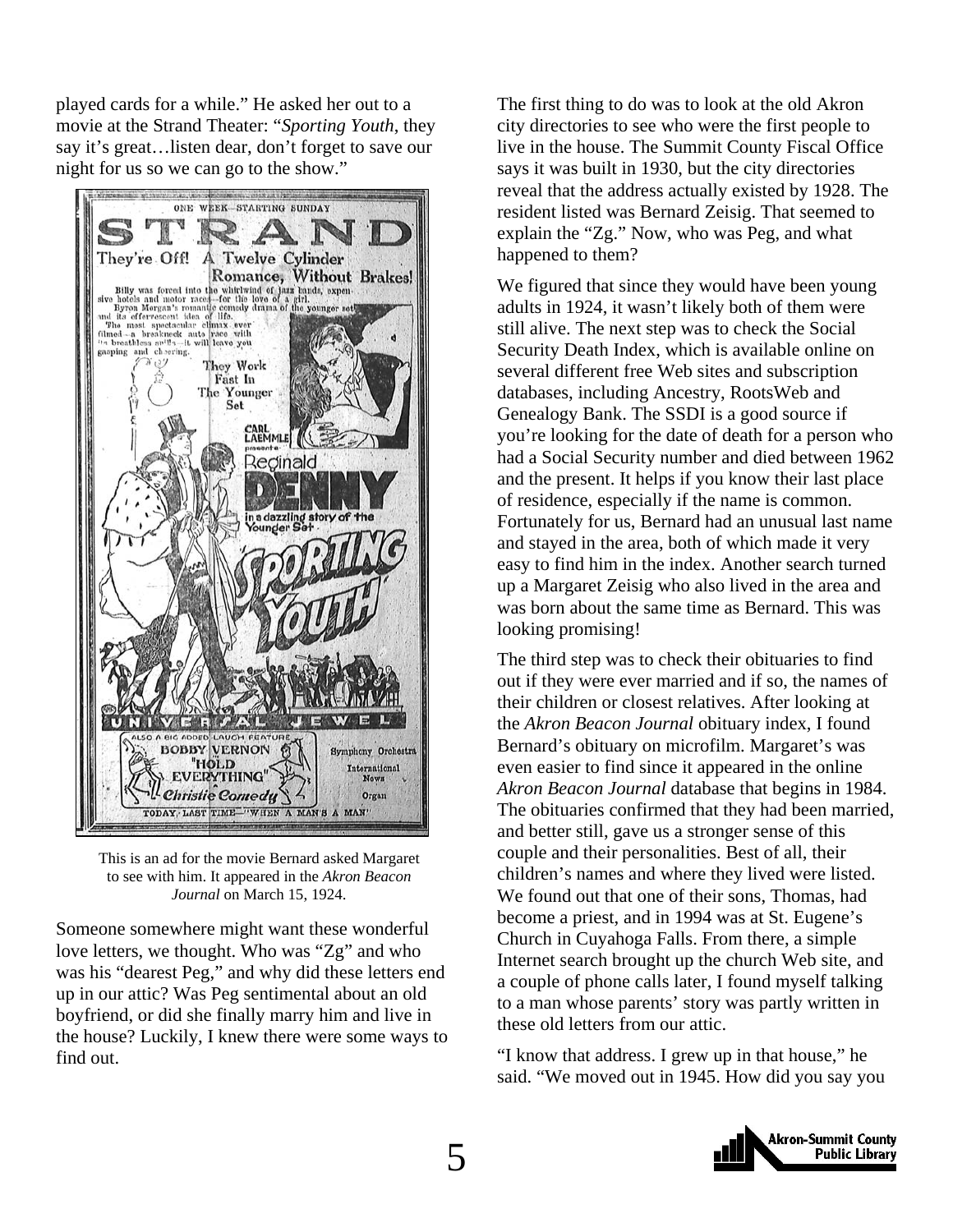played cards for a while." He asked her out to a movie at the Strand Theater: "*Sporting Youth*, they say it's great…listen dear, don't forget to save our night for us so we can go to the show."

This is an ad for the movie Bernard asked Margaret to see with him. It appeared in the *Akron Beacon Journal* on March 15, 1924.

Someone somewhere might want these wonderful love letters, we thought. Who was "Zg" and who was his "dearest Peg," and why did these letters end up in our attic? Was Peg sentimental about an old boyfriend, or did she finally marry him and live in the house? Luckily, I knew there were some ways to find out.

The first thing to do was to look at the old Akron city directories to see who were the first people to live in the house. The Summit County Fiscal Office says it was built in 1930, but the city directories reveal that the address actually existed by 1928. The resident listed was Bernard Zeisig. That seemed to explain the "Zg." Now, who was Peg, and what happened to them?

We figured that since they would have been young adults in 1924, it wasn't likely both of them were still alive. The next step was to check the Social Security Death Index, which is available online on several different free Web sites and subscription databases, including Ancestry, RootsWeb and Genealogy Bank. The SSDI is a good source if you're looking for the date of death for a person who had a Social Security number and died between 1962 and the present. It helps if you know their last place of residence, especially if the name is common. Fortunately for us, Bernard had an unusual last name and stayed in the area, both of which made it very easy to find him in the index. Another search turned up a Margaret Zeisig who also lived in the area and was born about the same time as Bernard. This was looking promising!

The third step was to check their obituaries to find out if they were ever married and if so, the names of their children or closest relatives. After looking at the *Akron Beacon Journal* obituary index, I found Bernard's obituary on microfilm. Margaret's was even easier to find since it appeared in the online *Akron Beacon Journal* database that begins in 1984. The obituaries confirmed that they had been married, and better still, gave us a stronger sense of this couple and their personalities. Best of all, their children's names and where they lived were listed. We found out that one of their sons, Thomas, had become a priest, and in 1994 was at St. Eugene's Church in Cuyahoga Falls. From there, a simple Internet search brought up the church Web site, and a couple of phone calls later, I found myself talking to a man whose parents' story was partly written in these old letters from our attic.

"I know that address. I grew up in that house," he said. "We moved out in 1945. How did you say you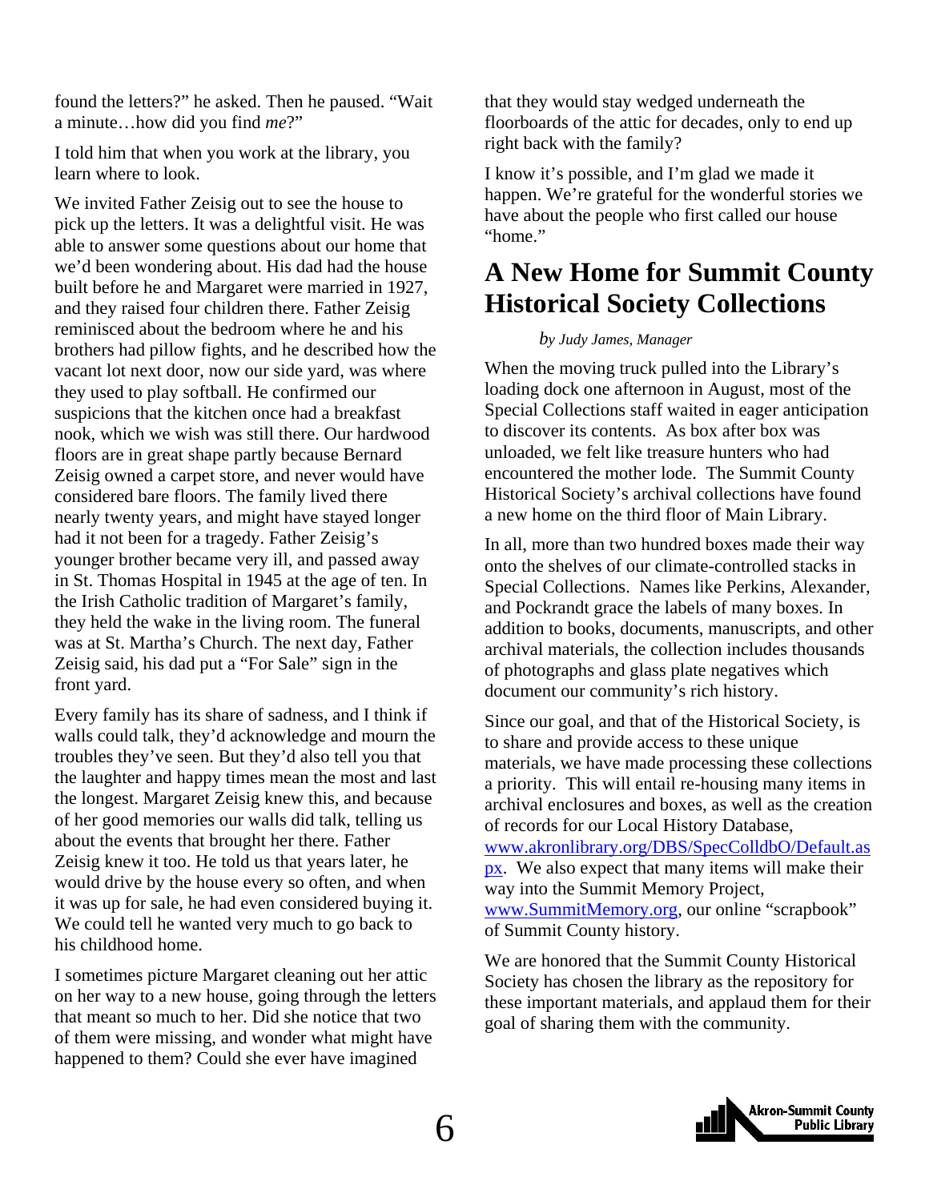found the letters?" he asked. Then he paused. "Wait a minute…how did you find *me*?"

I told him that when you work at the library, you learn where to look.

We invited Father Zeisig out to see the house to pick up the letters. It was a delightful visit. He was able to answer some questions about our home that we'd been wondering about. His dad had the house built before he and Margaret were married in 1927, and they raised four children there. Father Zeisig reminisced about the bedroom where he and his brothers had pillow fights, and he described how the vacant lot next door, now our side yard, was where they used to play softball. He confirmed our suspicions that the kitchen once had a breakfast nook, which we wish was still there. Our hardwood floors are in great shape partly because Bernard Zeisig owned a carpet store, and never would have considered bare floors. The family lived there nearly twenty years, and might have stayed longer had it not been for a tragedy. Father Zeisig's younger brother became very ill, and passed away in St. Thomas Hospital in 1945 at the age of ten. In the Irish Catholic tradition of Margaret's family, they held the wake in the living room. The funeral was at St. Martha's Church. The next day, Father Zeisig said, his dad put a "For Sale" sign in the front yard.

Every family has its share of sadness, and I think if walls could talk, they'd acknowledge and mourn the troubles they've seen. But they'd also tell you that the laughter and happy times mean the most and last the longest. Margaret Zeisig knew this, and because of her good memories our walls did talk, telling us about the events that brought her there. Father Zeisig knew it too. He told us that years later, he would drive by the house every so often, and when it was up for sale, he had even considered buying it. We could tell he wanted very much to go back to his childhood home.

I sometimes picture Margaret cleaning out her attic on her way to a new house, going through the letters that meant so much to her. Did she notice that two of them were missing, and wonder what might have happened to them? Could she ever have imagined that they would stay wedged underneath the floorboards of the attic for decades, only to end up right back with the family?

I know it's possible, and I'm glad we made it happen. We're grateful for the wonderful stories we have about the people who first called our house "home."

## A New Home for Summit County Historical Society Collections

*by Judy James, Manager*

When the moving truck pulled into the Library's loading dock one afternoon in August, most of the Special Collections staff waited in eager anticipation to discover its contents. As box after box was unloaded, we felt like treasure hunters who had encountered the mother lode. The Summit County Historical Society's archival collections have found a new home on the third floor of Main Library.

In all, more than two hundred boxes made their way onto the shelves of our climate-controlled stacks in Special Collections. Names like Perkins, Alexander, and Pockrandt grace the labels of many boxes. In addition to books, documents, manuscripts, and other archival materials, the collection includes thousands of photographs and glass plate negatives which document our community's rich history.

Since our goal, and that of the Historical Society, is to share and provide access to these unique materials, we have made processing these collections a priority. This will entail re-housing many items in archival enclosures and boxes, as well as the creation of records for our Local History Database, www.akronlibrary.org/DBS/SpecColldbO/Default.aspx. We also expect that many items will make their way into the Summit Memory Project, www.SummitMemory.org, our online "scrapbook" of Summit County history.

We are honored that the Summit County Historical Society has chosen the library as the repository for these important materials, and applaud them for their goal of sharing them with the community.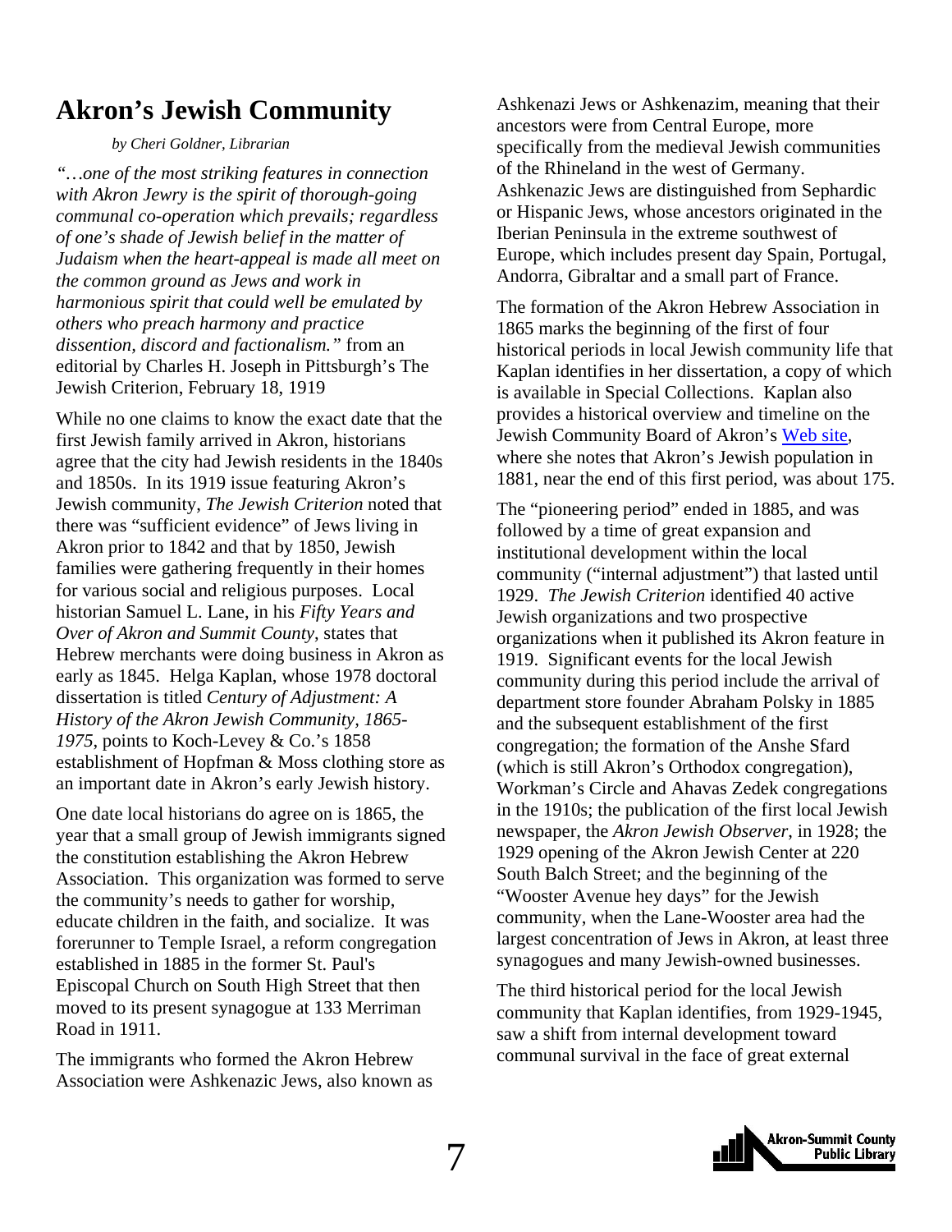# Akron's Jewish Community

*by Cheri Goldner, Librarian*

*"…one of the most striking features in connection with Akron Jewry is the spirit of thorough-going communal co-operation which prevails; regardless of one's shade of Jewish belief in the matter of Judaism when the heart-appeal is made all meet on the common ground as Jews and work in harmonious spirit that could well be emulated by others who preach harmony and practice dissention, discord and factionalism."* from an editorial by Charles H. Joseph in Pittsburgh's The Jewish Criterion, February 18, 1919

While no one claims to know the exact date that the first Jewish family arrived in Akron, historians agree that the city had Jewish residents in the 1840s and 1850s. In its 1919 issue featuring Akron's Jewish community, *The Jewish Criterion* noted that there was "sufficient evidence" of Jews living in Akron prior to 1842 and that by 1850, Jewish families were gathering frequently in their homes for various social and religious purposes. Local historian Samuel L. Lane, in his *Fifty Years and Over of Akron and Summit County*, states that Hebrew merchants were doing business in Akron as early as 1845. Helga Kaplan, whose 1978 doctoral dissertation is titled *Century of Adjustment: A History of the Akron Jewish Community, 1865-1975*, points to Koch-Levey & Co.'s 1858 establishment of Hopfman & Moss clothing store as an important date in Akron's early Jewish history.

One date local historians do agree on is 1865, the year that a small group of Jewish immigrants signed the constitution establishing the Akron Hebrew Association. This organization was formed to serve the community's needs to gather for worship, educate children in the faith, and socialize. It was forerunner to Temple Israel, a reform congregation established in 1885 in the former St. Paul's Episcopal Church on South High Street that then moved to its present synagogue at 133 Merriman Road in 1911.

The immigrants who formed the Akron Hebrew Association were Ashkenazic Jews, also known as Ashkenazi Jews or Ashkenazim, meaning that their ancestors were from Central Europe, more specifically from the medieval Jewish communities of the Rhineland in the west of Germany. Ashkenazic Jews are distinguished from Sephardic or Hispanic Jews, whose ancestors originated in the Iberian Peninsula in the extreme southwest of Europe, which includes present day Spain, Portugal, Andorra, Gibraltar and a small part of France.

The formation of the Akron Hebrew Association in 1865 marks the beginning of the first of four historical periods in local Jewish community life that Kaplan identifies in her dissertation, a copy of which is available in Special Collections. Kaplan also provides a historical overview and timeline on the Jewish Community Board of Akron's Web site, where she notes that Akron's Jewish population in 1881, near the end of this first period, was about 175.

The "pioneering period" ended in 1885, and was followed by a time of great expansion and institutional development within the local community ("internal adjustment") that lasted until 1929. *The Jewish Criterion* identified 40 active Jewish organizations and two prospective organizations when it published its Akron feature in 1919. Significant events for the local Jewish community during this period include the arrival of department store founder Abraham Polsky in 1885 and the subsequent establishment of the first congregation; the formation of the Anshe Sfard (which is still Akron's Orthodox congregation), Workman's Circle and Ahavas Zedek congregations in the 1910s; the publication of the first local Jewish newspaper, the *Akron Jewish Observer*, in 1928; the 1929 opening of the Akron Jewish Center at 220 South Balch Street; and the beginning of the "Wooster Avenue hey days" for the Jewish community, when the Lane-Wooster area had the largest concentration of Jews in Akron, at least three synagogues and many Jewish-owned businesses.

The third historical period for the local Jewish community that Kaplan identifies, from 1929-1945, saw a shift from internal development toward communal survival in the face of great external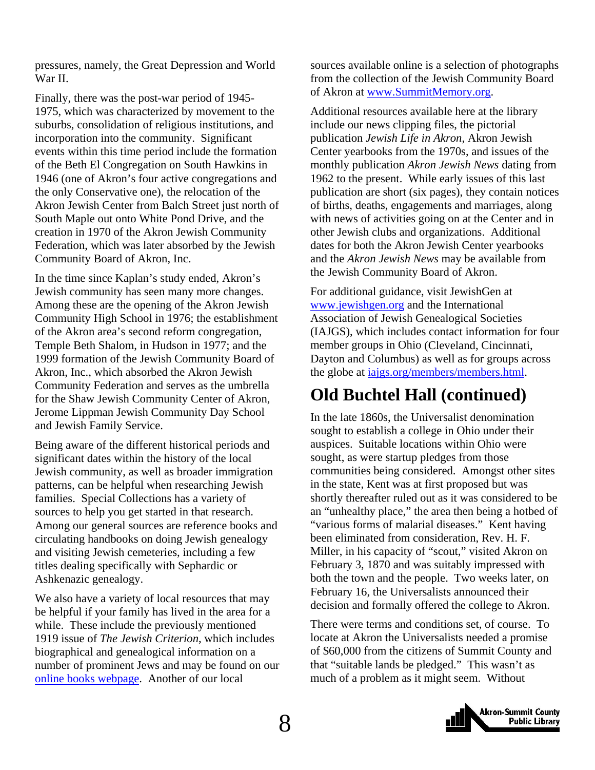pressures, namely, the Great Depression and World War II.

Finally, there was the post-war period of 1945-1975, which was characterized by movement to the suburbs, consolidation of religious institutions, and incorporation into the community. Significant events within this time period include the formation of the Beth El Congregation on South Hawkins in 1946 (one of Akron's four active congregations and the only Conservative one), the relocation of the Akron Jewish Center from Balch Street just north of South Maple out onto White Pond Drive, and the creation in 1970 of the Akron Jewish Community Federation, which was later absorbed by the Jewish Community Board of Akron, Inc.

In the time since Kaplan's study ended, Akron's Jewish community has seen many more changes. Among these are the opening of the Akron Jewish Community High School in 1976; the establishment of the Akron area's second reform congregation, Temple Beth Shalom, in Hudson in 1977; and the 1999 formation of the Jewish Community Board of Akron, Inc., which absorbed the Akron Jewish Community Federation and serves as the umbrella for the Shaw Jewish Community Center of Akron, Jerome Lippman Jewish Community Day School and Jewish Family Service.

Being aware of the different historical periods and significant dates within the history of the local Jewish community, as well as broader immigration patterns, can be helpful when researching Jewish families. Special Collections has a variety of sources to help you get started in that research. Among our general sources are reference books and circulating handbooks on doing Jewish genealogy and visiting Jewish cemeteries, including a few titles dealing specifically with Sephardic or Ashkenazic genealogy.

We also have a variety of local resources that may be helpful if your family has lived in the area for a while. These include the previously mentioned 1919 issue of *The Jewish Criterion*, which includes biographical and genealogical information on a number of prominent Jews and may be found on our [online books webpage](). Another of our local sources available online is a selection of photographs from the collection of the Jewish Community Board of Akron at [www.SummitMemory.org](www.SummitMemory.org).

Additional resources available here at the library include our news clipping files, the pictorial publication *Jewish Life in Akron*, Akron Jewish Center yearbooks from the 1970s, and issues of the monthly publication *Akron Jewish News* dating from 1962 to the present. While early issues of this last publication are short (six pages), they contain notices of births, deaths, engagements and marriages, along with news of activities going on at the Center and in other Jewish clubs and organizations. Additional dates for both the Akron Jewish Center yearbooks and the *Akron Jewish News* may be available from the Jewish Community Board of Akron.

For additional guidance, visit JewishGen at [www.jewishgen.org](www.jewishgen.org) and the International Association of Jewish Genealogical Societies (IAJGS), which includes contact information for four member groups in Ohio (Cleveland, Cincinnati, Dayton and Columbus) as well as for groups across the globe at [iajgs.org/members/members.html](iajgs.org/members/members.html).

# Old Buchtel Hall (continued)

In the late 1860s, the Universalist denomination sought to establish a college in Ohio under their auspices. Suitable locations within Ohio were sought, as were startup pledges from those communities being considered. Amongst other sites in the state, Kent was at first proposed but was shortly thereafter ruled out as it was considered to be an "unhealthy place," the area then being a hotbed of "various forms of malarial diseases." Kent having been eliminated from consideration, Rev. H. F. Miller, in his capacity of "scout," visited Akron on February 3, 1870 and was suitably impressed with both the town and the people. Two weeks later, on February 16, the Universalists announced their decision and formally offered the college to Akron.

There were terms and conditions set, of course. To locate at Akron the Universalists needed a promise of $60,000 from the citizens of Summit County and that "suitable lands be pledged." This wasn't as much of a problem as it might seem. Without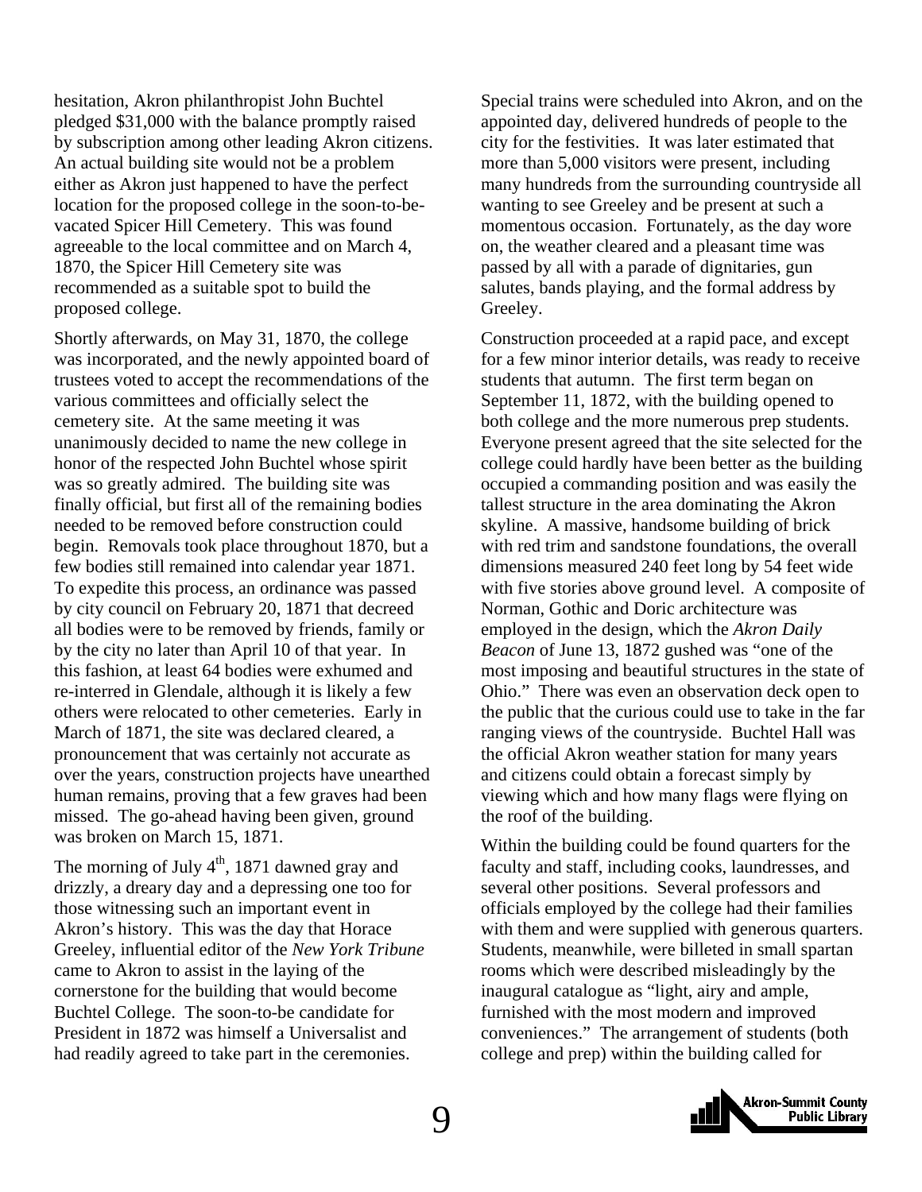hesitation, Akron philanthropist John Buchtel pledged $31,000 with the balance promptly raised by subscription among other leading Akron citizens. An actual building site would not be a problem either as Akron just happened to have the perfect location for the proposed college in the soon-to-be-vacated Spicer Hill Cemetery. This was found agreeable to the local committee and on March 4, 1870, the Spicer Hill Cemetery site was recommended as a suitable spot to build the proposed college.

Shortly afterwards, on May 31, 1870, the college was incorporated, and the newly appointed board of trustees voted to accept the recommendations of the various committees and officially select the cemetery site. At the same meeting it was unanimously decided to name the new college in honor of the respected John Buchtel whose spirit was so greatly admired. The building site was finally official, but first all of the remaining bodies needed to be removed before construction could begin. Removals took place throughout 1870, but a few bodies still remained into calendar year 1871. To expedite this process, an ordinance was passed by city council on February 20, 1871 that decreed all bodies were to be removed by friends, family or by the city no later than April 10 of that year. In this fashion, at least 64 bodies were exhumed and re-interred in Glendale, although it is likely a few others were relocated to other cemeteries. Early in March of 1871, the site was declared cleared, a pronouncement that was certainly not accurate as over the years, construction projects have unearthed human remains, proving that a few graves had been missed. The go-ahead having been given, ground was broken on March 15, 1871.

The morning of July 4th, 1871 dawned gray and drizzly, a dreary day and a depressing one too for those witnessing such an important event in Akron's history. This was the day that Horace Greeley, influential editor of the *New York Tribune* came to Akron to assist in the laying of the cornerstone for the building that would become Buchtel College. The soon-to-be candidate for President in 1872 was himself a Universalist and had readily agreed to take part in the ceremonies.

Special trains were scheduled into Akron, and on the appointed day, delivered hundreds of people to the city for the festivities. It was later estimated that more than 5,000 visitors were present, including many hundreds from the surrounding countryside all wanting to see Greeley and be present at such a momentous occasion. Fortunately, as the day wore on, the weather cleared and a pleasant time was passed by all with a parade of dignitaries, gun salutes, bands playing, and the formal address by Greeley.

Construction proceeded at a rapid pace, and except for a few minor interior details, was ready to receive students that autumn. The first term began on September 11, 1872, with the building opened to both college and the more numerous prep students. Everyone present agreed that the site selected for the college could hardly have been better as the building occupied a commanding position and was easily the tallest structure in the area dominating the Akron skyline. A massive, handsome building of brick with red trim and sandstone foundations, the overall dimensions measured 240 feet long by 54 feet wide with five stories above ground level. A composite of Norman, Gothic and Doric architecture was employed in the design, which the *Akron Daily Beacon* of June 13, 1872 gushed was "one of the most imposing and beautiful structures in the state of Ohio." There was even an observation deck open to the public that the curious could use to take in the far ranging views of the countryside. Buchtel Hall was the official Akron weather station for many years and citizens could obtain a forecast simply by viewing which and how many flags were flying on the roof of the building.

Within the building could be found quarters for the faculty and staff, including cooks, laundresses, and several other positions. Several professors and officials employed by the college had their families with them and were supplied with generous quarters. Students, meanwhile, were billeted in small spartan rooms which were described misleadingly by the inaugural catalogue as "light, airy and ample, furnished with the most modern and improved conveniences." The arrangement of students (both college and prep) within the building called for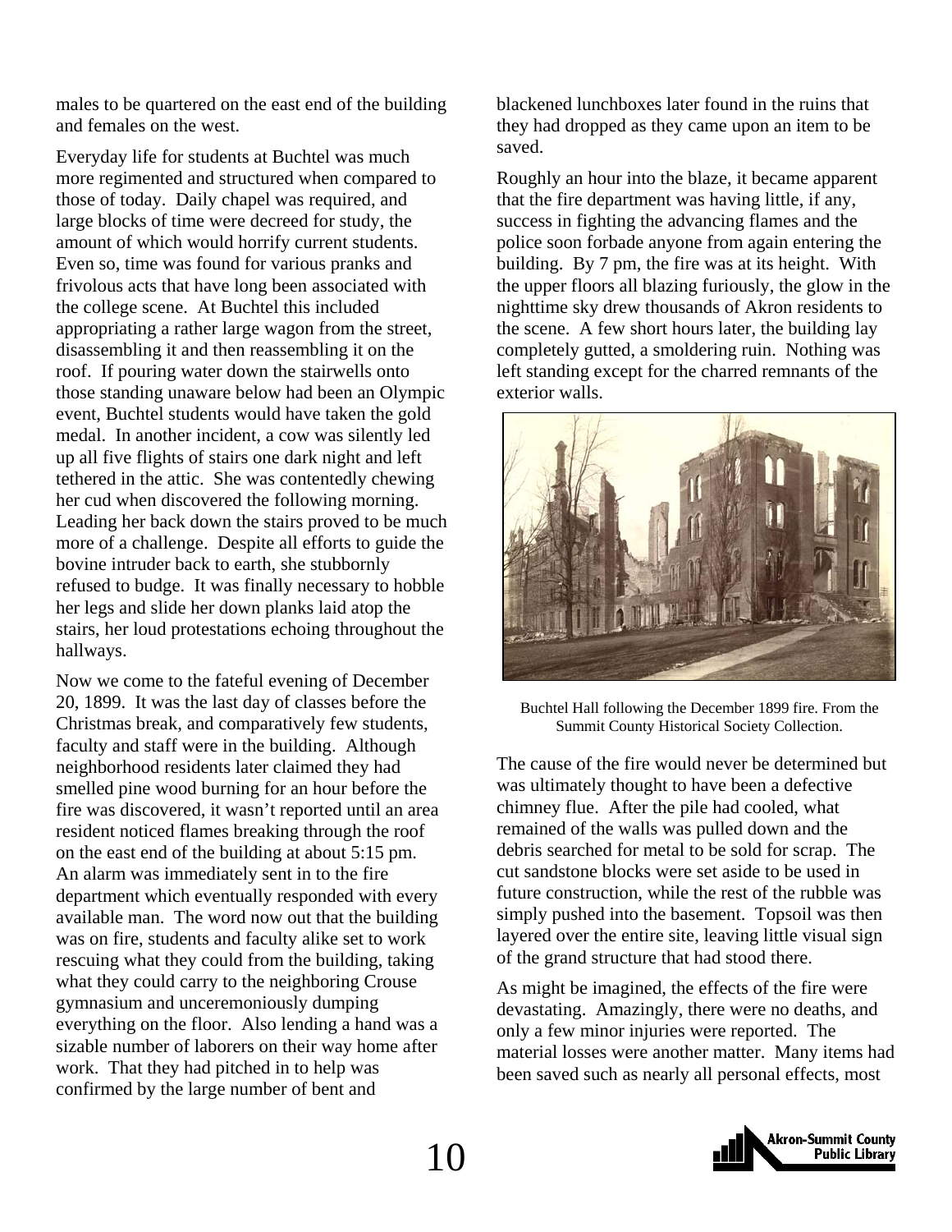males to be quartered on the east end of the building and females on the west.

Everyday life for students at Buchtel was much more regimented and structured when compared to those of today. Daily chapel was required, and large blocks of time were decreed for study, the amount of which would horrify current students. Even so, time was found for various pranks and frivolous acts that have long been associated with the college scene. At Buchtel this included appropriating a rather large wagon from the street, disassembling it and then reassembling it on the roof. If pouring water down the stairwells onto those standing unaware below had been an Olympic event, Buchtel students would have taken the gold medal. In another incident, a cow was silently led up all five flights of stairs one dark night and left tethered in the attic. She was contentedly chewing her cud when discovered the following morning. Leading her back down the stairs proved to be much more of a challenge. Despite all efforts to guide the bovine intruder back to earth, she stubbornly refused to budge. It was finally necessary to hobble her legs and slide her down planks laid atop the stairs, her loud protestations echoing throughout the hallways.

Now we come to the fateful evening of December 20, 1899. It was the last day of classes before the Christmas break, and comparatively few students, faculty and staff were in the building. Although neighborhood residents later claimed they had smelled pine wood burning for an hour before the fire was discovered, it wasn't reported until an area resident noticed flames breaking through the roof on the east end of the building at about 5:15 pm. An alarm was immediately sent in to the fire department which eventually responded with every available man. The word now out that the building was on fire, students and faculty alike set to work rescuing what they could from the building, taking what they could carry to the neighboring Crouse gymnasium and unceremoniously dumping everything on the floor. Also lending a hand was a sizable number of laborers on their way home after work. That they had pitched in to help was confirmed by the large number of bent and blackened lunchboxes later found in the ruins that they had dropped as they came upon an item to be saved.

Roughly an hour into the blaze, it became apparent that the fire department was having little, if any, success in fighting the advancing flames and the police soon forbade anyone from again entering the building. By 7 pm, the fire was at its height. With the upper floors all blazing furiously, the glow in the nighttime sky drew thousands of Akron residents to the scene. A few short hours later, the building lay completely gutted, a smoldering ruin. Nothing was left standing except for the charred remnants of the exterior walls.

Buchtel Hall following the December 1899 fire. From the Summit County Historical Society Collection.

The cause of the fire would never be determined but was ultimately thought to have been a defective chimney flue. After the pile had cooled, what remained of the walls was pulled down and the debris searched for metal to be sold for scrap. The cut sandstone blocks were set aside to be used in future construction, while the rest of the rubble was simply pushed into the basement. Topsoil was then layered over the entire site, leaving little visual sign of the grand structure that had stood there.

As might be imagined, the effects of the fire were devastating. Amazingly, there were no deaths, and only a few minor injuries were reported. The material losses were another matter. Many items had been saved such as nearly all personal effects, most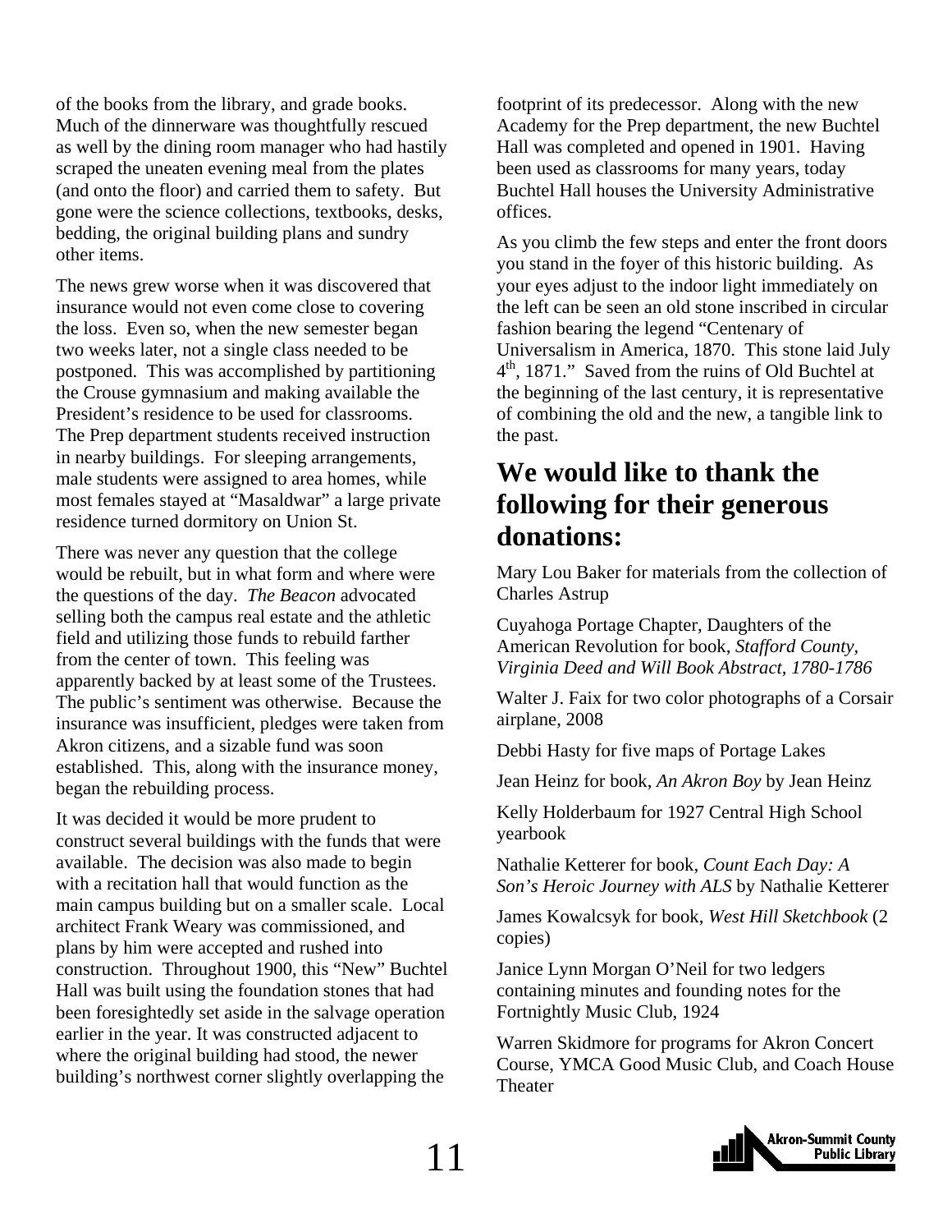of the books from the library, and grade books. Much of the dinnerware was thoughtfully rescued as well by the dining room manager who had hastily scraped the uneaten evening meal from the plates (and onto the floor) and carried them to safety. But gone were the science collections, textbooks, desks, bedding, the original building plans and sundry other items.

The news grew worse when it was discovered that insurance would not even come close to covering the loss. Even so, when the new semester began two weeks later, not a single class needed to be postponed. This was accomplished by partitioning the Crouse gymnasium and making available the President's residence to be used for classrooms. The Prep department students received instruction in nearby buildings. For sleeping arrangements, male students were assigned to area homes, while most females stayed at "Masaldwar" a large private residence turned dormitory on Union St.

There was never any question that the college would be rebuilt, but in what form and where were the questions of the day. *The Beacon* advocated selling both the campus real estate and the athletic field and utilizing those funds to rebuild farther from the center of town. This feeling was apparently backed by at least some of the Trustees. The public's sentiment was otherwise. Because the insurance was insufficient, pledges were taken from Akron citizens, and a sizable fund was soon established. This, along with the insurance money, began the rebuilding process.

It was decided it would be more prudent to construct several buildings with the funds that were available. The decision was also made to begin with a recitation hall that would function as the main campus building but on a smaller scale. Local architect Frank Weary was commissioned, and plans by him were accepted and rushed into construction. Throughout 1900, this "New" Buchtel Hall was built using the foundation stones that had been foresightedly set aside in the salvage operation earlier in the year. It was constructed adjacent to where the original building had stood, the newer building's northwest corner slightly overlapping the footprint of its predecessor. Along with the new Academy for the Prep department, the new Buchtel Hall was completed and opened in 1901. Having been used as classrooms for many years, today Buchtel Hall houses the University Administrative offices.

As you climb the few steps and enter the front doors you stand in the foyer of this historic building. As your eyes adjust to the indoor light immediately on the left can be seen an old stone inscribed in circular fashion bearing the legend "Centenary of Universalism in America, 1870. This stone laid July 4th, 1871." Saved from the ruins of Old Buchtel at the beginning of the last century, it is representative of combining the old and the new, a tangible link to the past.

## We would like to thank the following for their generous donations:

Mary Lou Baker for materials from the collection of Charles Astrup

Cuyahoga Portage Chapter, Daughters of the American Revolution for book, *Stafford County, Virginia Deed and Will Book Abstract, 1780-1786*

Walter J. Faix for two color photographs of a Corsair airplane, 2008

Debbi Hasty for five maps of Portage Lakes

Jean Heinz for book, *An Akron Boy* by Jean Heinz

Kelly Holderbaum for 1927 Central High School yearbook

Nathalie Ketterer for book, *Count Each Day: A Son's Heroic Journey with ALS* by Nathalie Ketterer

James Kowalcsyk for book, *West Hill Sketchbook* (2 copies)

Janice Lynn Morgan O'Neil for two ledgers containing minutes and founding notes for the Fortnightly Music Club, 1924

Warren Skidmore for programs for Akron Concert Course, YMCA Good Music Club, and Coach House Theater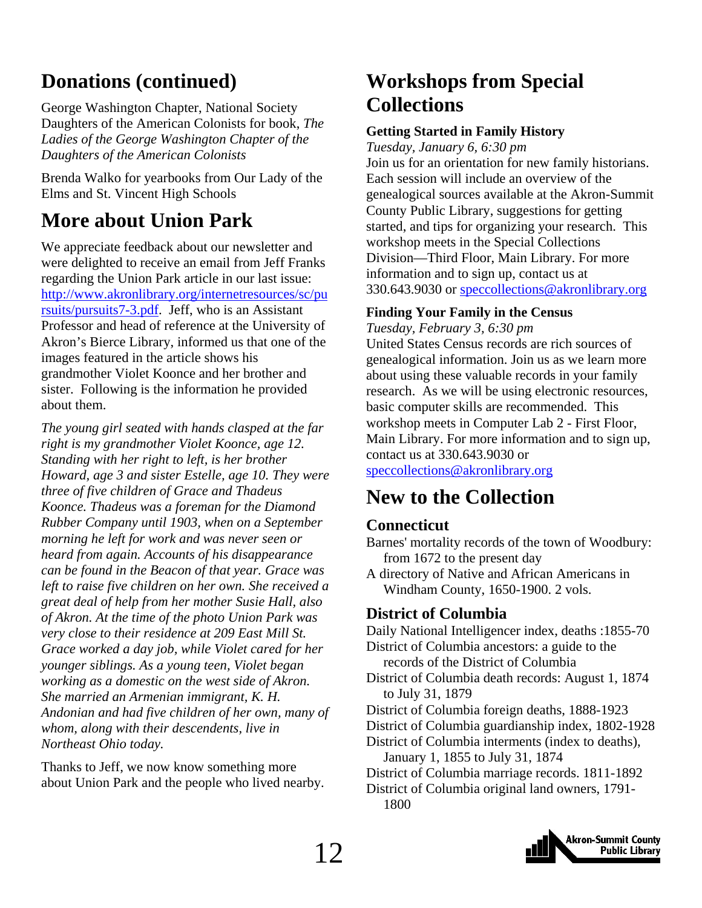## Donations (continued)

George Washington Chapter, National Society Daughters of the American Colonists for book, *The Ladies of the George Washington Chapter of the Daughters of the American Colonists*

Brenda Walko for yearbooks from Our Lady of the Elms and St. Vincent High Schools

## More about Union Park

We appreciate feedback about our newsletter and were delighted to receive an email from Jeff Franks regarding the Union Park article in our last issue: http://www.akronlibrary.org/internetresources/sc/pursuits/pursuits7-3.pdf. Jeff, who is an Assistant Professor and head of reference at the University of Akron's Bierce Library, informed us that one of the images featured in the article shows his grandmother Violet Koonce and her brother and sister. Following is the information he provided about them.

*The young girl seated with hands clasped at the far right is my grandmother Violet Koonce, age 12. Standing with her right to left, is her brother Howard, age 3 and sister Estelle, age 10. They were three of five children of Grace and Thadeus Koonce. Thadeus was a foreman for the Diamond Rubber Company until 1903, when on a September morning he left for work and was never seen or heard from again. Accounts of his disappearance can be found in the Beacon of that year. Grace was left to raise five children on her own. She received a great deal of help from her mother Susie Hall, also of Akron. At the time of the photo Union Park was very close to their residence at 209 East Mill St. Grace worked a day job, while Violet cared for her younger siblings. As a young teen, Violet began working as a domestic on the west side of Akron. She married an Armenian immigrant, K. H. Andonian and had five children of her own, many of whom, along with their descendents, live in Northeast Ohio today.*

Thanks to Jeff, we now know something more about Union Park and the people who lived nearby.

## Workshops from Special Collections

### Getting Started in Family History

*Tuesday, January 6, 6:30 pm*

Join us for an orientation for new family historians. Each session will include an overview of the genealogical sources available at the Akron-Summit County Public Library, suggestions for getting started, and tips for organizing your research. This workshop meets in the Special Collections Division—Third Floor, Main Library. For more information and to sign up, contact us at 330.643.9030 or speccollections@akronlibrary.org

### Finding Your Family in the Census

*Tuesday, February 3, 6:30 pm*

United States Census records are rich sources of genealogical information. Join us as we learn more about using these valuable records in your family research. As we will be using electronic resources, basic computer skills are recommended. This workshop meets in Computer Lab 2 - First Floor, Main Library. For more information and to sign up, contact us at 330.643.9030 or speccollections@akronlibrary.org

## New to the Collection

### Connecticut

Barnes' mortality records of the town of Woodbury: from 1672 to the present day

A directory of Native and African Americans in Windham County, 1650-1900. 2 vols.

### District of Columbia

Daily National Intelligencer index, deaths :1855-70

District of Columbia ancestors: a guide to the records of the District of Columbia

District of Columbia death records: August 1, 1874 to July 31, 1879

District of Columbia foreign deaths, 1888-1923

District of Columbia guardianship index, 1802-1928

District of Columbia interments (index to deaths), January 1, 1855 to July 31, 1874

District of Columbia marriage records. 1811-1892

District of Columbia original land owners, 1791-1800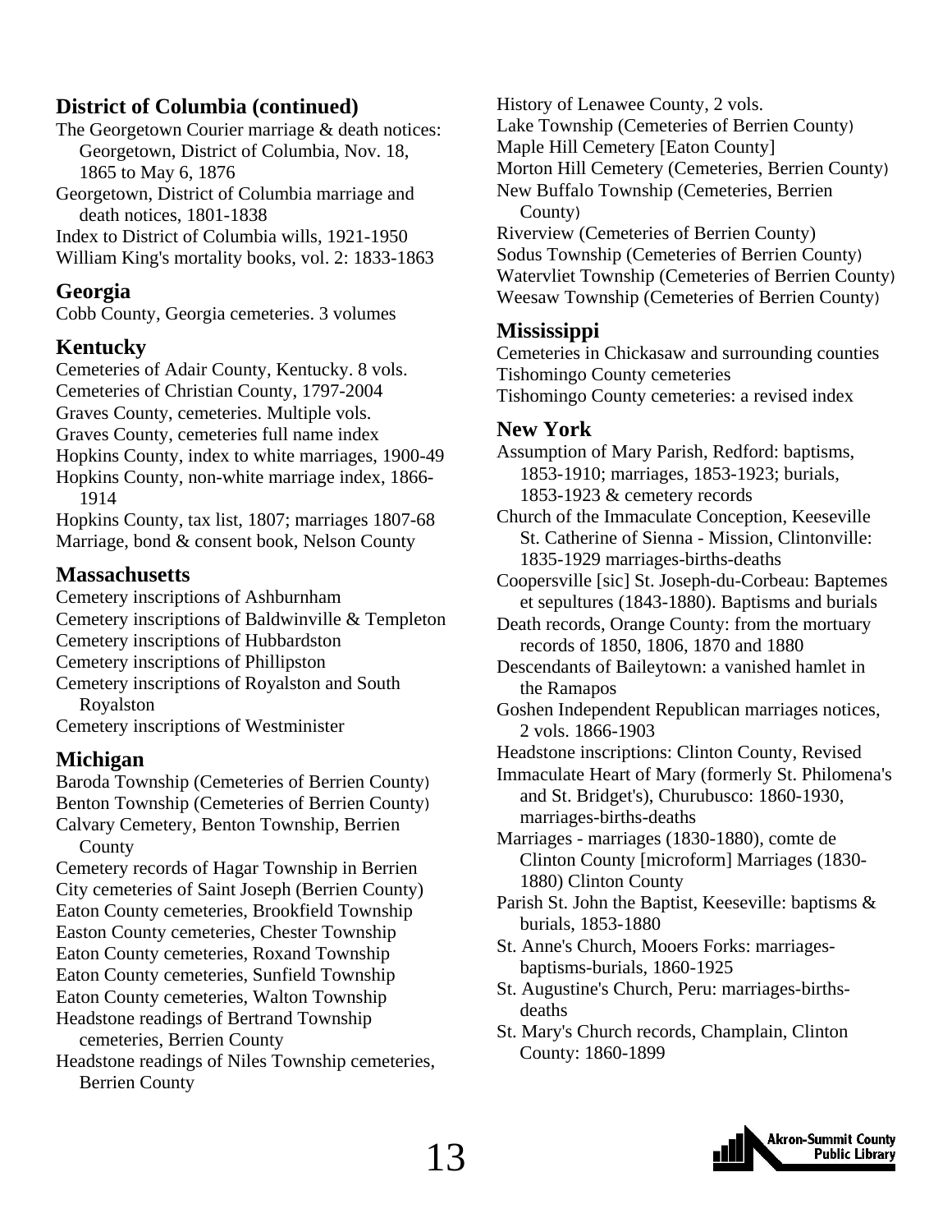## District of Columbia (continued)

The Georgetown Courier marriage & death notices: Georgetown, District of Columbia, Nov. 18, 1865 to May 6, 1876

Georgetown, District of Columbia marriage and death notices, 1801-1838

Index to District of Columbia wills, 1921-1950

William King's mortality books, vol. 2: 1833-1863

## Georgia

Cobb County, Georgia cemeteries. 3 volumes

## Kentucky

Cemeteries of Adair County, Kentucky. 8 vols.

Cemeteries of Christian County, 1797-2004

Graves County, cemeteries. Multiple vols.

Graves County, cemeteries full name index

Hopkins County, index to white marriages, 1900-49

Hopkins County, non-white marriage index, 1866-1914

Hopkins County, tax list, 1807; marriages 1807-68

Marriage, bond & consent book, Nelson County

## Massachusetts

Cemetery inscriptions of Ashburnham

Cemetery inscriptions of Baldwinville & Templeton

Cemetery inscriptions of Hubbardston

Cemetery inscriptions of Phillipston

Cemetery inscriptions of Royalston and South Royalston

Cemetery inscriptions of Westminister

## Michigan

Baroda Township (Cemeteries of Berrien County)

Benton Township (Cemeteries of Berrien County)

Calvary Cemetery, Benton Township, Berrien County

Cemetery records of Hagar Township in Berrien

City cemeteries of Saint Joseph (Berrien County)

Eaton County cemeteries, Brookfield Township

Easton County cemeteries, Chester Township

Eaton County cemeteries, Roxand Township

Eaton County cemeteries, Sunfield Township

Eaton County cemeteries, Walton Township

Headstone readings of Bertrand Township cemeteries, Berrien County

Headstone readings of Niles Township cemeteries, Berrien County

History of Lenawee County, 2 vols.

Lake Township (Cemeteries of Berrien County)

Maple Hill Cemetery [Eaton County]

Morton Hill Cemetery (Cemeteries, Berrien County)

New Buffalo Township (Cemeteries, Berrien County)

Riverview (Cemeteries of Berrien County)

Sodus Township (Cemeteries of Berrien County)

Watervliet Township (Cemeteries of Berrien County)

Weesaw Township (Cemeteries of Berrien County)

## Mississippi

Cemeteries in Chickasaw and surrounding counties

Tishomingo County cemeteries

Tishomingo County cemeteries: a revised index

## New York

Assumption of Mary Parish, Redford: baptisms, 1853-1910; marriages, 1853-1923; burials, 1853-1923 & cemetery records

Church of the Immaculate Conception, Keeseville St. Catherine of Sienna - Mission, Clintonville: 1835-1929 marriages-births-deaths

Coopersville [sic] St. Joseph-du-Corbeau: Baptemes et sepultures (1843-1880). Baptisms and burials

Death records, Orange County: from the mortuary records of 1850, 1806, 1870 and 1880

Descendants of Baileytown: a vanished hamlet in the Ramapos

Goshen Independent Republican marriages notices, 2 vols. 1866-1903

Headstone inscriptions: Clinton County, Revised

Immaculate Heart of Mary (formerly St. Philomena's and St. Bridget's), Churubusco: 1860-1930, marriages-births-deaths

Marriages - marriages (1830-1880), comte de Clinton County [microform] Marriages (1830-1880) Clinton County

Parish St. John the Baptist, Keeseville: baptisms & burials, 1853-1880

St. Anne's Church, Mooers Forks: marriages-baptisms-burials, 1860-1925

St. Augustine's Church, Peru: marriages-births-deaths

St. Mary's Church records, Champlain, Clinton County: 1860-1899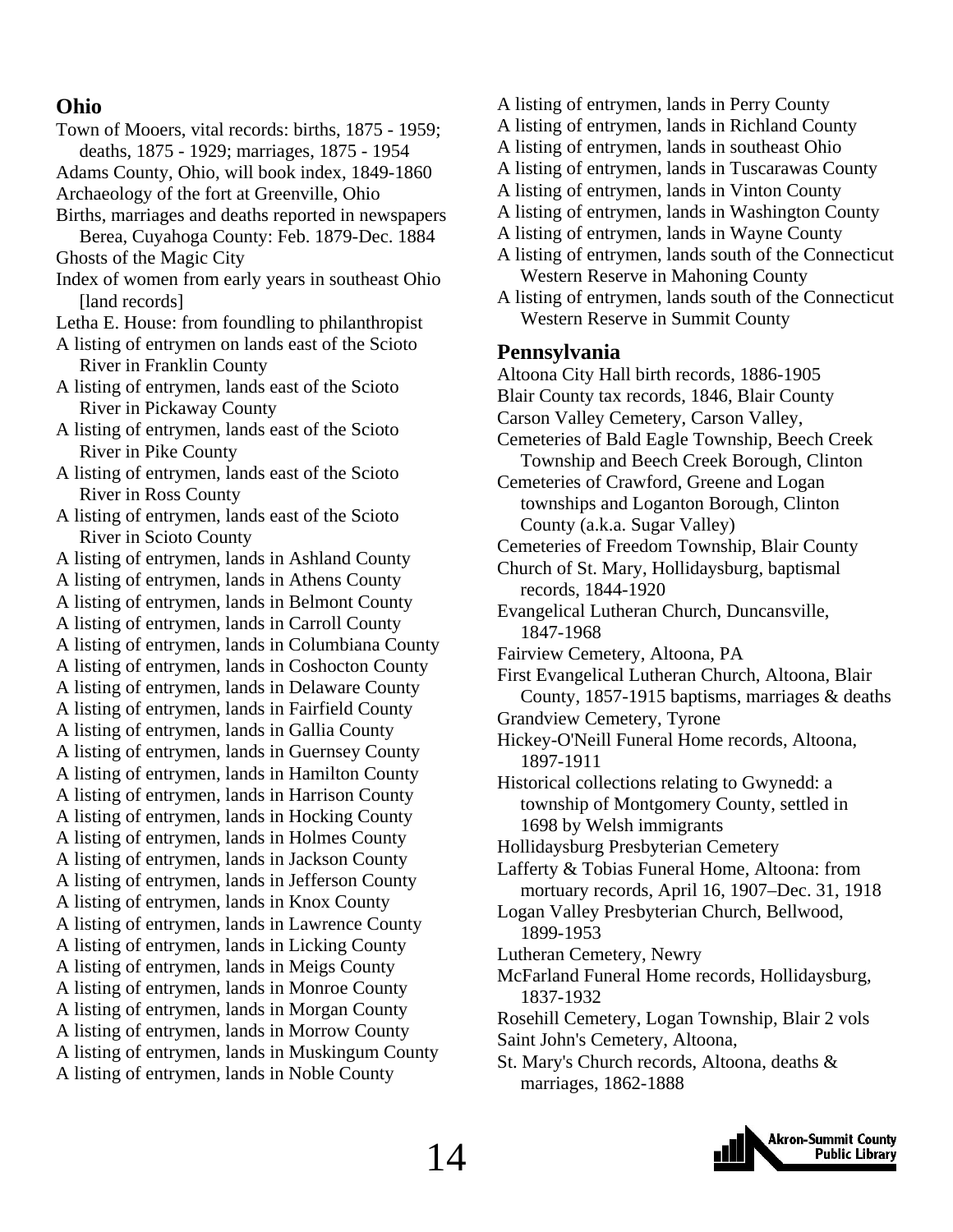## Ohio

Town of Mooers, vital records: births, 1875 - 1959; deaths, 1875 - 1929; marriages, 1875 - 1954
Adams County, Ohio, will book index, 1849-1860
Archaeology of the fort at Greenville, Ohio
Births, marriages and deaths reported in newspapers Berea, Cuyahoga County: Feb. 1879-Dec. 1884
Ghosts of the Magic City
Index of women from early years in southeast Ohio [land records]
Letha E. House: from foundling to philanthropist
A listing of entrymen on lands east of the Scioto River in Franklin County
A listing of entrymen, lands east of the Scioto River in Pickaway County
A listing of entrymen, lands east of the Scioto River in Pike County
A listing of entrymen, lands east of the Scioto River in Ross County
A listing of entrymen, lands east of the Scioto River in Scioto County
A listing of entrymen, lands in Ashland County
A listing of entrymen, lands in Athens County
A listing of entrymen, lands in Belmont County
A listing of entrymen, lands in Carroll County
A listing of entrymen, lands in Columbiana County
A listing of entrymen, lands in Coshocton County
A listing of entrymen, lands in Delaware County
A listing of entrymen, lands in Fairfield County
A listing of entrymen, lands in Gallia County
A listing of entrymen, lands in Guernsey County
A listing of entrymen, lands in Hamilton County
A listing of entrymen, lands in Harrison County
A listing of entrymen, lands in Hocking County
A listing of entrymen, lands in Holmes County
A listing of entrymen, lands in Jackson County
A listing of entrymen, lands in Jefferson County
A listing of entrymen, lands in Knox County
A listing of entrymen, lands in Lawrence County
A listing of entrymen, lands in Licking County
A listing of entrymen, lands in Meigs County
A listing of entrymen, lands in Monroe County
A listing of entrymen, lands in Morgan County
A listing of entrymen, lands in Morrow County
A listing of entrymen, lands in Muskingum County
A listing of entrymen, lands in Noble County
A listing of entrymen, lands in Perry County
A listing of entrymen, lands in Richland County
A listing of entrymen, lands in southeast Ohio
A listing of entrymen, lands in Tuscarawas County
A listing of entrymen, lands in Vinton County
A listing of entrymen, lands in Washington County
A listing of entrymen, lands in Wayne County
A listing of entrymen, lands south of the Connecticut Western Reserve in Mahoning County
A listing of entrymen, lands south of the Connecticut Western Reserve in Summit County

## Pennsylvania

Altoona City Hall birth records, 1886-1905
Blair County tax records, 1846, Blair County
Carson Valley Cemetery, Carson Valley,
Cemeteries of Bald Eagle Township, Beech Creek Township and Beech Creek Borough, Clinton
Cemeteries of Crawford, Greene and Logan townships and Loganton Borough, Clinton County (a.k.a. Sugar Valley)
Cemeteries of Freedom Township, Blair County
Church of St. Mary, Hollidaysburg, baptismal records, 1844-1920
Evangelical Lutheran Church, Duncansville, 1847-1968
Fairview Cemetery, Altoona, PA
First Evangelical Lutheran Church, Altoona, Blair County, 1857-1915 baptisms, marriages & deaths
Grandview Cemetery, Tyrone
Hickey-O'Neill Funeral Home records, Altoona, 1897-1911
Historical collections relating to Gwynedd: a township of Montgomery County, settled in 1698 by Welsh immigrants
Hollidaysburg Presbyterian Cemetery
Lafferty & Tobias Funeral Home, Altoona: from mortuary records, April 16, 1907–Dec. 31, 1918
Logan Valley Presbyterian Church, Bellwood, 1899-1953
Lutheran Cemetery, Newry
McFarland Funeral Home records, Hollidaysburg, 1837-1932
Rosehill Cemetery, Logan Township, Blair 2 vols
Saint John's Cemetery, Altoona,
St. Mary's Church records, Altoona, deaths & marriages, 1862-1888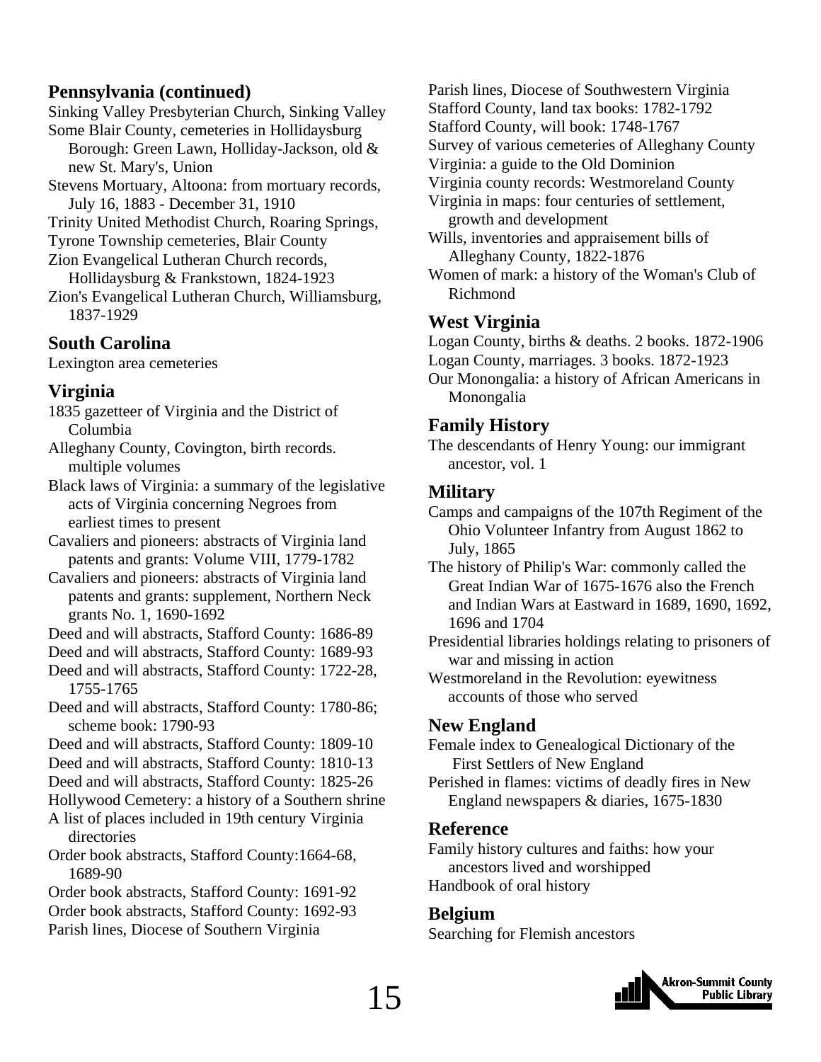## Pennsylvania (continued)

Sinking Valley Presbyterian Church, Sinking Valley

Some Blair County, cemeteries in Hollidaysburg Borough: Green Lawn, Holliday-Jackson, old & new St. Mary's, Union

Stevens Mortuary, Altoona: from mortuary records, July 16, 1883 - December 31, 1910

Trinity United Methodist Church, Roaring Springs,

Tyrone Township cemeteries, Blair County

Zion Evangelical Lutheran Church records, Hollidaysburg & Frankstown, 1824-1923

Zion's Evangelical Lutheran Church, Williamsburg, 1837-1929

## South Carolina

Lexington area cemeteries

## Virginia

1835 gazetteer of Virginia and the District of Columbia

Alleghany County, Covington, birth records. multiple volumes

Black laws of Virginia: a summary of the legislative acts of Virginia concerning Negroes from earliest times to present

Cavaliers and pioneers: abstracts of Virginia land patents and grants: Volume VIII, 1779-1782

Cavaliers and pioneers: abstracts of Virginia land patents and grants: supplement, Northern Neck grants No. 1, 1690-1692

Deed and will abstracts, Stafford County: 1686-89

Deed and will abstracts, Stafford County: 1689-93

Deed and will abstracts, Stafford County: 1722-28, 1755-1765

Deed and will abstracts, Stafford County: 1780-86; scheme book: 1790-93

Deed and will abstracts, Stafford County: 1809-10

Deed and will abstracts, Stafford County: 1810-13

Deed and will abstracts, Stafford County: 1825-26

Hollywood Cemetery: a history of a Southern shrine

A list of places included in 19th century Virginia directories

Order book abstracts, Stafford County:1664-68, 1689-90

Order book abstracts, Stafford County: 1691-92

Order book abstracts, Stafford County: 1692-93

Parish lines, Diocese of Southern Virginia

Parish lines, Diocese of Southwestern Virginia

Stafford County, land tax books: 1782-1792

Stafford County, will book: 1748-1767

Survey of various cemeteries of Alleghany County

Virginia: a guide to the Old Dominion

Virginia county records: Westmoreland County

Virginia in maps: four centuries of settlement, growth and development

Wills, inventories and appraisement bills of Alleghany County, 1822-1876

Women of mark: a history of the Woman's Club of Richmond

## West Virginia

Logan County, births & deaths. 2 books. 1872-1906

Logan County, marriages. 3 books. 1872-1923

Our Monongalia: a history of African Americans in Monongalia

## Family History

The descendants of Henry Young: our immigrant ancestor, vol. 1

## Military

Camps and campaigns of the 107th Regiment of the Ohio Volunteer Infantry from August 1862 to July, 1865

The history of Philip's War: commonly called the Great Indian War of 1675-1676 also the French and Indian Wars at Eastward in 1689, 1690, 1692, 1696 and 1704

Presidential libraries holdings relating to prisoners of war and missing in action

Westmoreland in the Revolution: eyewitness accounts of those who served

## New England

Female index to Genealogical Dictionary of the First Settlers of New England

Perished in flames: victims of deadly fires in New England newspapers & diaries, 1675-1830

## Reference

Family history cultures and faiths: how your ancestors lived and worshipped

Handbook of oral history

## Belgium

Searching for Flemish ancestors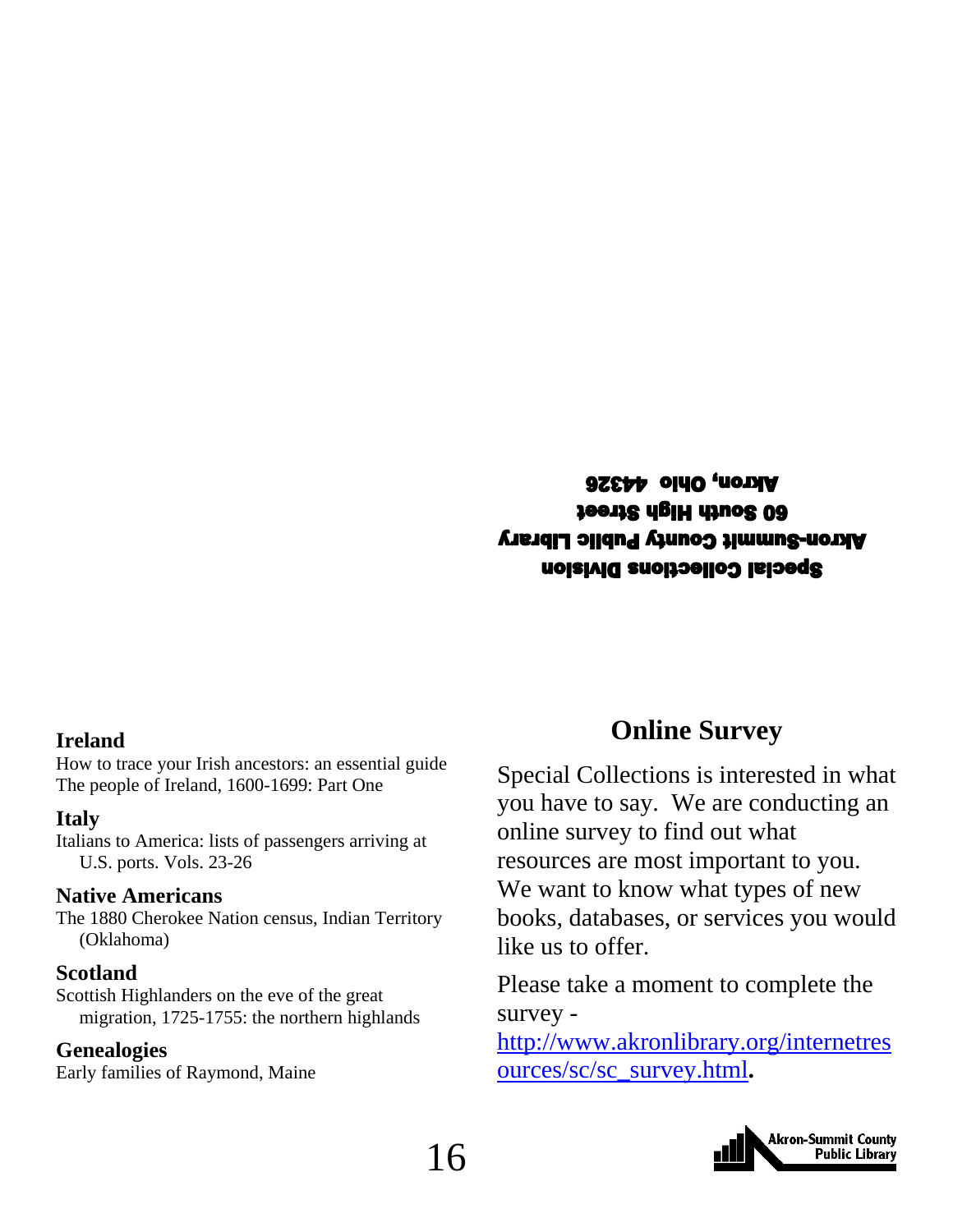Special Collections Division
Akron-Summit County Public Library
60 South High Street
Akron, Ohio 44326

### Ireland

How to trace your Irish ancestors: an essential guide
The people of Ireland, 1600-1699: Part One

### Italy

Italians to America: lists of passengers arriving at U.S. ports. Vols. 23-26

### Native Americans

The 1880 Cherokee Nation census, Indian Territory (Oklahoma)

### Scotland

Scottish Highlanders on the eve of the great migration, 1725-1755: the northern highlands

### Genealogies

Early families of Raymond, Maine

## Online Survey

Special Collections is interested in what you have to say. We are conducting an online survey to find out what resources are most important to you. We want to know what types of new books, databases, or services you would like us to offer.

Please take a moment to complete the survey - http://www.akronlibrary.org/internetresources/sc/sc_survey.html.

Akron-Summit County Public Library